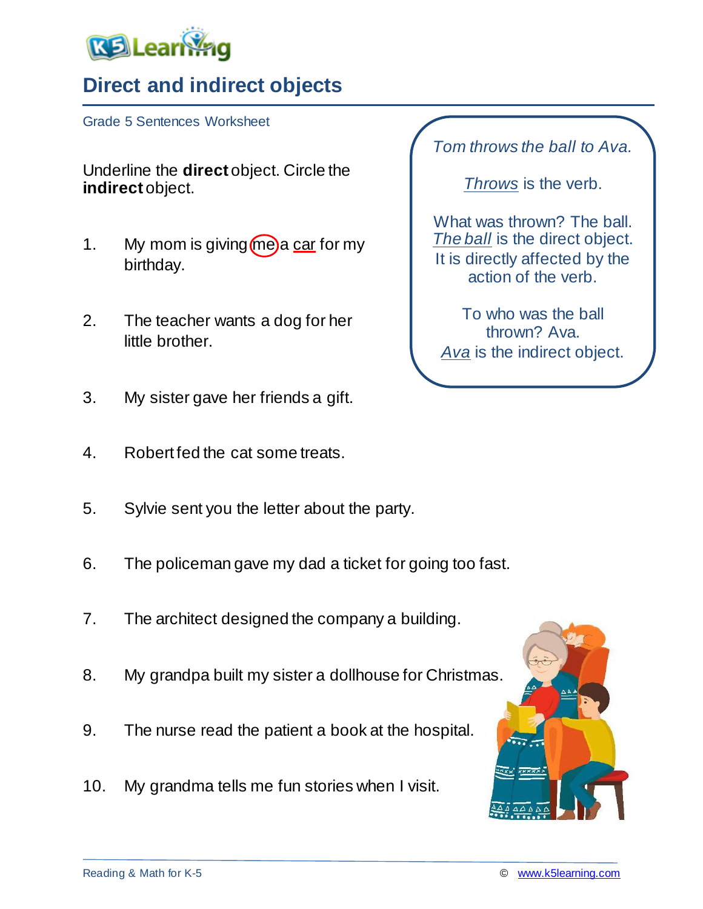# Direct and indirect objects

Grade 5 Sentences Worksheet

Underline the **direct** object. Circle the **indirect** object.

1. My mom is giving (me) a <u>car</u> for my birthday.
2. The teacher wants a dog for her little brother.
3. My sister gave her friends a gift.
4. Robert fed the cat some treats.
5. Sylvie sent you the letter about the party.
6. The policeman gave my dad a ticket for going too fast.
7. The architect designed the company a building.
8. My grandpa built my sister a dollhouse for Christmas.
9. The nurse read the patient a book at the hospital.
10. My grandma tells me fun stories when I visit.

> *Tom throws the ball to Ava.*
>
> *<u>Throws</u>* is the verb.
>
> What was thrown? The ball. *<u>The ball</u>* is the direct object. It is directly affected by the action of the verb.
>
> To who was the ball thrown? Ava. *<u>Ava</u>* is the indirect object.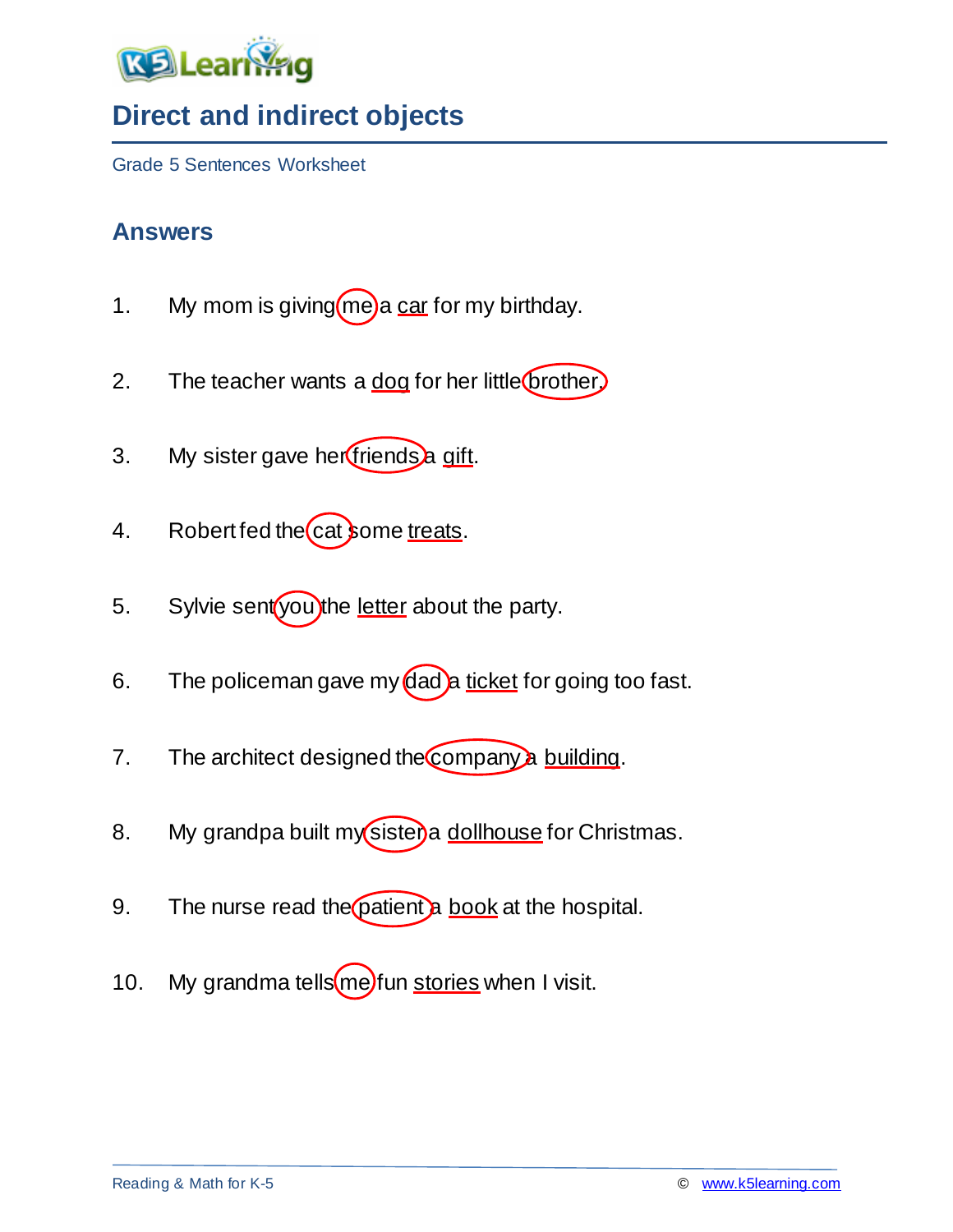# Direct and indirect objects

Grade 5 Sentences Worksheet

## Answers

1. My mom is giving me a car for my birthday.

2. The teacher wants a dog for her little brother.

3. My sister gave her friends a gift.

4. Robert fed the cat some treats.

5. Sylvie sent you the letter about the party.

6. The policeman gave my dad a ticket for going too fast.

7. The architect designed the company a building.

8. My grandpa built my sister a dollhouse for Christmas.

9. The nurse read the patient a book at the hospital.

10. My grandma tells me fun stories when I visit.